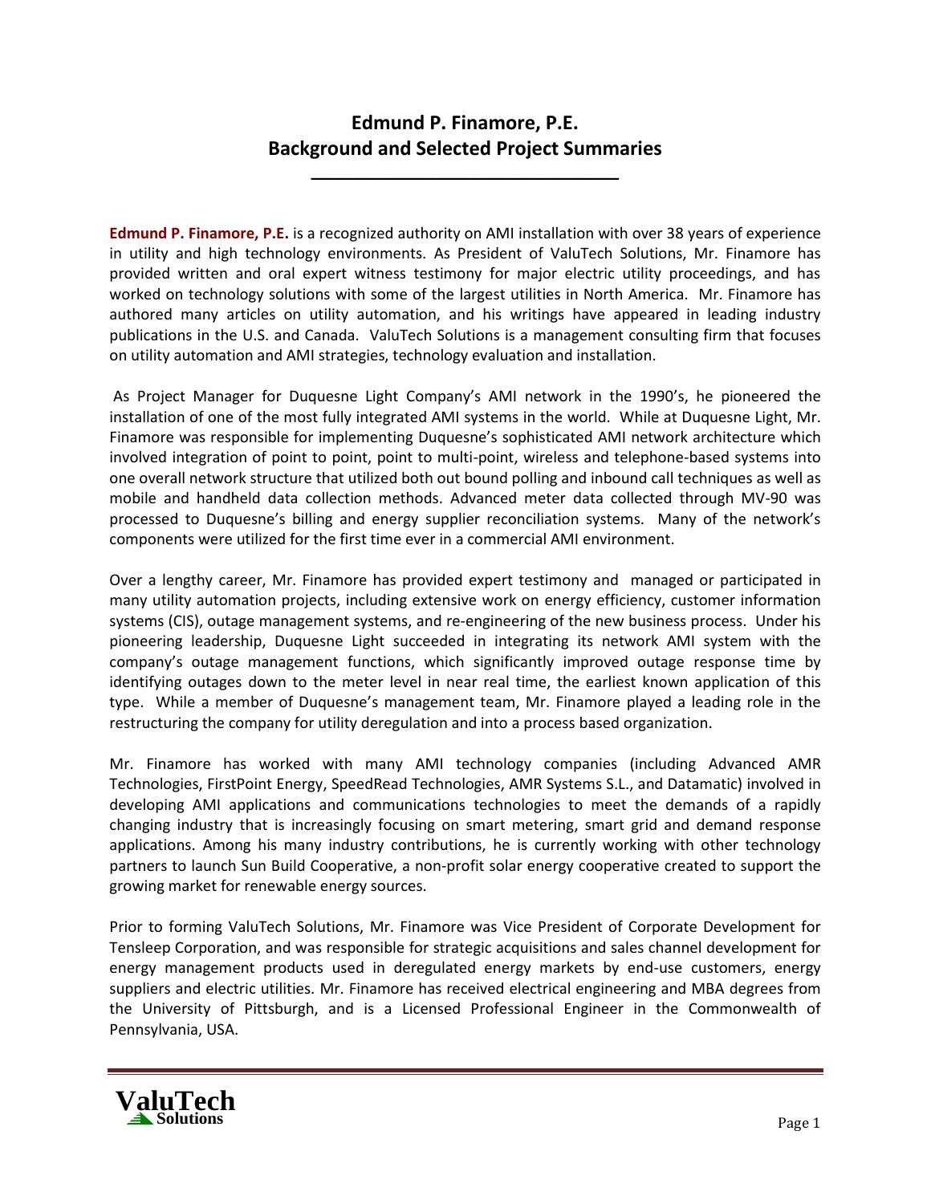# Edmund P. Finamore, P.E.
# Background and Selected Project Summaries

**Edmund P. Finamore, P.E.** is a recognized authority on AMI installation with over 38 years of experience in utility and high technology environments. As President of ValuTech Solutions, Mr. Finamore has provided written and oral expert witness testimony for major electric utility proceedings, and has worked on technology solutions with some of the largest utilities in North America. Mr. Finamore has authored many articles on utility automation, and his writings have appeared in leading industry publications in the U.S. and Canada. ValuTech Solutions is a management consulting firm that focuses on utility automation and AMI strategies, technology evaluation and installation.

As Project Manager for Duquesne Light Company's AMI network in the 1990's, he pioneered the installation of one of the most fully integrated AMI systems in the world. While at Duquesne Light, Mr. Finamore was responsible for implementing Duquesne's sophisticated AMI network architecture which involved integration of point to point, point to multi-point, wireless and telephone-based systems into one overall network structure that utilized both out bound polling and inbound call techniques as well as mobile and handheld data collection methods. Advanced meter data collected through MV-90 was processed to Duquesne's billing and energy supplier reconciliation systems. Many of the network's components were utilized for the first time ever in a commercial AMI environment.

Over a lengthy career, Mr. Finamore has provided expert testimony and managed or participated in many utility automation projects, including extensive work on energy efficiency, customer information systems (CIS), outage management systems, and re-engineering of the new business process. Under his pioneering leadership, Duquesne Light succeeded in integrating its network AMI system with the company's outage management functions, which significantly improved outage response time by identifying outages down to the meter level in near real time, the earliest known application of this type. While a member of Duquesne's management team, Mr. Finamore played a leading role in the restructuring the company for utility deregulation and into a process based organization.

Mr. Finamore has worked with many AMI technology companies (including Advanced AMR Technologies, FirstPoint Energy, SpeedRead Technologies, AMR Systems S.L., and Datamatic) involved in developing AMI applications and communications technologies to meet the demands of a rapidly changing industry that is increasingly focusing on smart metering, smart grid and demand response applications. Among his many industry contributions, he is currently working with other technology partners to launch Sun Build Cooperative, a non-profit solar energy cooperative created to support the growing market for renewable energy sources.

Prior to forming ValuTech Solutions, Mr. Finamore was Vice President of Corporate Development for Tensleep Corporation, and was responsible for strategic acquisitions and sales channel development for energy management products used in deregulated energy markets by end-use customers, energy suppliers and electric utilities. Mr. Finamore has received electrical engineering and MBA degrees from the University of Pittsburgh, and is a Licensed Professional Engineer in the Commonwealth of Pennsylvania, USA.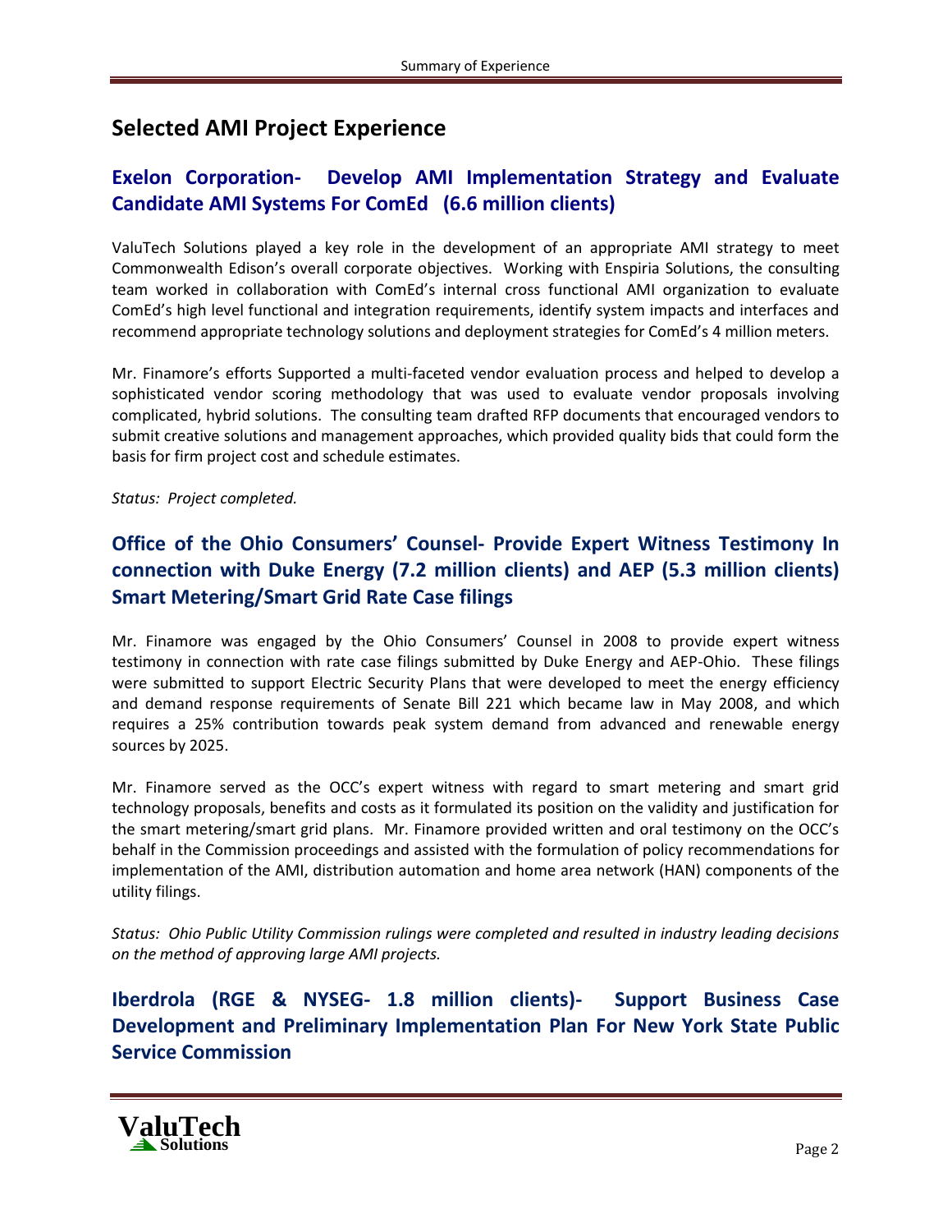## Selected AMI Project Experience

### Exelon Corporation- Develop AMI Implementation Strategy and Evaluate Candidate AMI Systems For ComEd (6.6 million clients)

ValuTech Solutions played a key role in the development of an appropriate AMI strategy to meet Commonwealth Edison's overall corporate objectives. Working with Enspiria Solutions, the consulting team worked in collaboration with ComEd's internal cross functional AMI organization to evaluate ComEd's high level functional and integration requirements, identify system impacts and interfaces and recommend appropriate technology solutions and deployment strategies for ComEd's 4 million meters.

Mr. Finamore's efforts Supported a multi-faceted vendor evaluation process and helped to develop a sophisticated vendor scoring methodology that was used to evaluate vendor proposals involving complicated, hybrid solutions. The consulting team drafted RFP documents that encouraged vendors to submit creative solutions and management approaches, which provided quality bids that could form the basis for firm project cost and schedule estimates.

*Status: Project completed.*

### Office of the Ohio Consumers' Counsel- Provide Expert Witness Testimony In connection with Duke Energy (7.2 million clients) and AEP (5.3 million clients) Smart Metering/Smart Grid Rate Case filings

Mr. Finamore was engaged by the Ohio Consumers' Counsel in 2008 to provide expert witness testimony in connection with rate case filings submitted by Duke Energy and AEP-Ohio. These filings were submitted to support Electric Security Plans that were developed to meet the energy efficiency and demand response requirements of Senate Bill 221 which became law in May 2008, and which requires a 25% contribution towards peak system demand from advanced and renewable energy sources by 2025.

Mr. Finamore served as the OCC's expert witness with regard to smart metering and smart grid technology proposals, benefits and costs as it formulated its position on the validity and justification for the smart metering/smart grid plans. Mr. Finamore provided written and oral testimony on the OCC's behalf in the Commission proceedings and assisted with the formulation of policy recommendations for implementation of the AMI, distribution automation and home area network (HAN) components of the utility filings.

*Status: Ohio Public Utility Commission rulings were completed and resulted in industry leading decisions on the method of approving large AMI projects.*

### Iberdrola (RGE & NYSEG- 1.8 million clients)- Support Business Case Development and Preliminary Implementation Plan For New York State Public Service Commission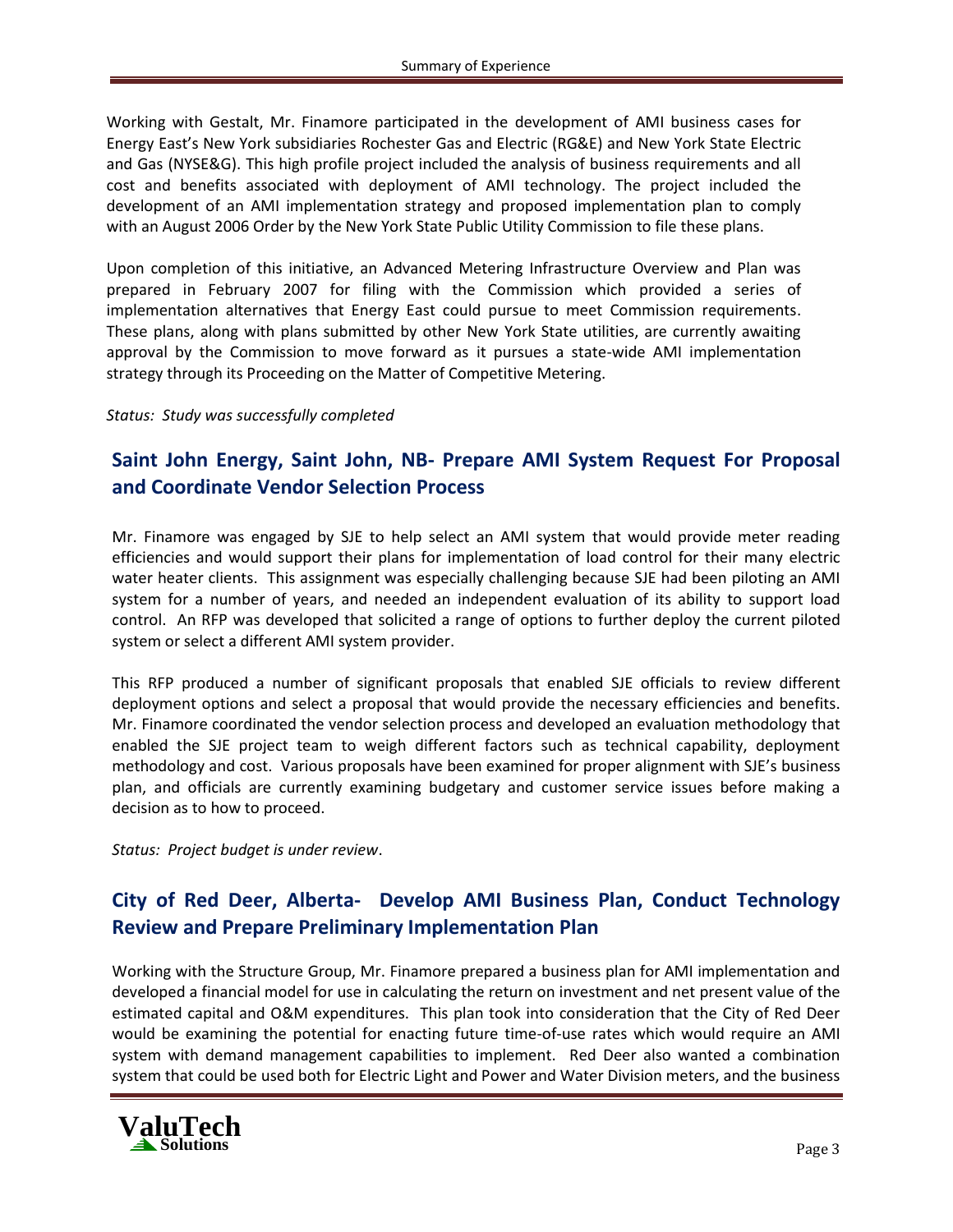Working with Gestalt, Mr. Finamore participated in the development of AMI business cases for Energy East's New York subsidiaries Rochester Gas and Electric (RG&E) and New York State Electric and Gas (NYSE&G). This high profile project included the analysis of business requirements and all cost and benefits associated with deployment of AMI technology. The project included the development of an AMI implementation strategy and proposed implementation plan to comply with an August 2006 Order by the New York State Public Utility Commission to file these plans.

Upon completion of this initiative, an Advanced Metering Infrastructure Overview and Plan was prepared in February 2007 for filing with the Commission which provided a series of implementation alternatives that Energy East could pursue to meet Commission requirements. These plans, along with plans submitted by other New York State utilities, are currently awaiting approval by the Commission to move forward as it pursues a state-wide AMI implementation strategy through its Proceeding on the Matter of Competitive Metering.

*Status: Study was successfully completed*

## Saint John Energy, Saint John, NB- Prepare AMI System Request For Proposal and Coordinate Vendor Selection Process

Mr. Finamore was engaged by SJE to help select an AMI system that would provide meter reading efficiencies and would support their plans for implementation of load control for their many electric water heater clients. This assignment was especially challenging because SJE had been piloting an AMI system for a number of years, and needed an independent evaluation of its ability to support load control. An RFP was developed that solicited a range of options to further deploy the current piloted system or select a different AMI system provider.

This RFP produced a number of significant proposals that enabled SJE officials to review different deployment options and select a proposal that would provide the necessary efficiencies and benefits. Mr. Finamore coordinated the vendor selection process and developed an evaluation methodology that enabled the SJE project team to weigh different factors such as technical capability, deployment methodology and cost. Various proposals have been examined for proper alignment with SJE's business plan, and officials are currently examining budgetary and customer service issues before making a decision as to how to proceed.

*Status: Project budget is under review*.

## City of Red Deer, Alberta- Develop AMI Business Plan, Conduct Technology Review and Prepare Preliminary Implementation Plan

Working with the Structure Group, Mr. Finamore prepared a business plan for AMI implementation and developed a financial model for use in calculating the return on investment and net present value of the estimated capital and O&M expenditures. This plan took into consideration that the City of Red Deer would be examining the potential for enacting future time-of-use rates which would require an AMI system with demand management capabilities to implement. Red Deer also wanted a combination system that could be used both for Electric Light and Power and Water Division meters, and the business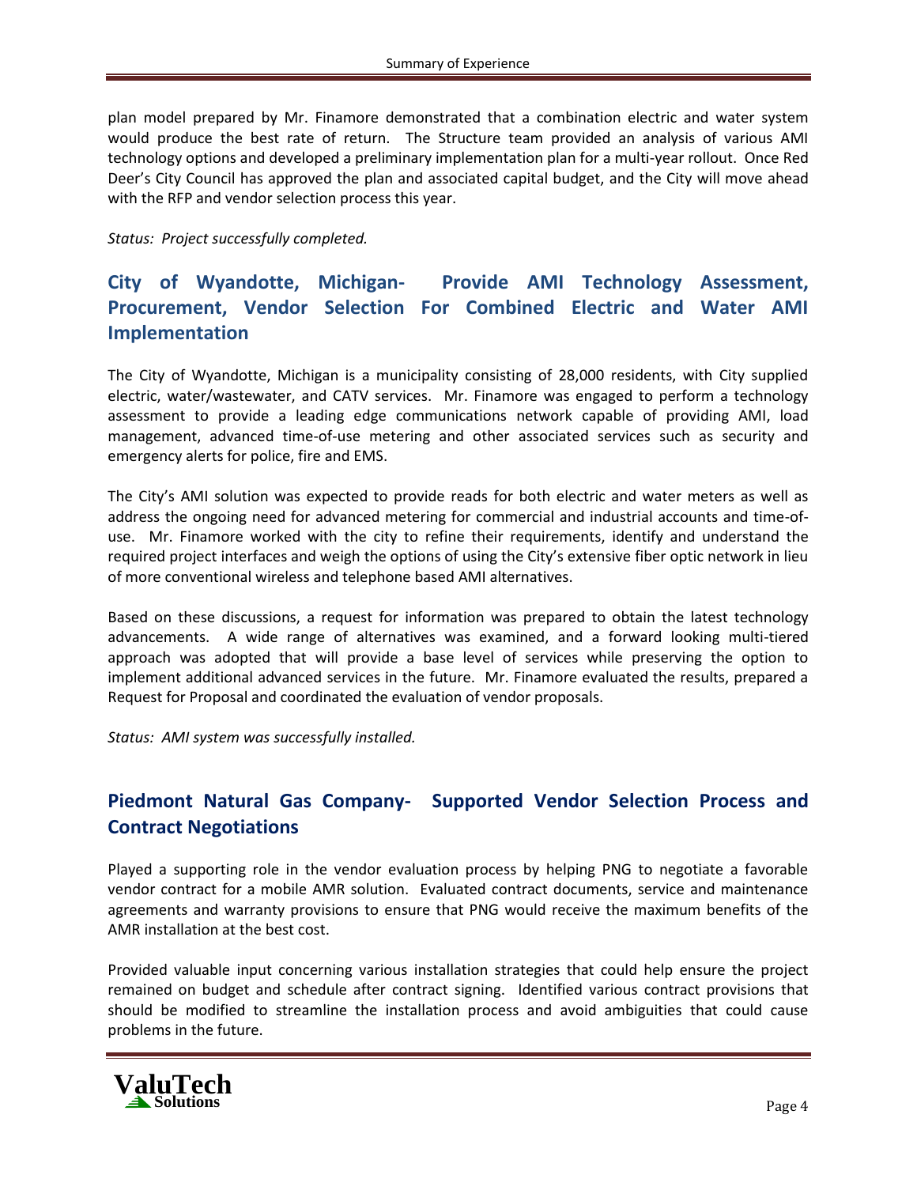plan model prepared by Mr. Finamore demonstrated that a combination electric and water system would produce the best rate of return. The Structure team provided an analysis of various AMI technology options and developed a preliminary implementation plan for a multi-year rollout. Once Red Deer's City Council has approved the plan and associated capital budget, and the City will move ahead with the RFP and vendor selection process this year.

*Status: Project successfully completed.*

## City of Wyandotte, Michigan- Provide AMI Technology Assessment, Procurement, Vendor Selection For Combined Electric and Water AMI Implementation

The City of Wyandotte, Michigan is a municipality consisting of 28,000 residents, with City supplied electric, water/wastewater, and CATV services. Mr. Finamore was engaged to perform a technology assessment to provide a leading edge communications network capable of providing AMI, load management, advanced time-of-use metering and other associated services such as security and emergency alerts for police, fire and EMS.

The City's AMI solution was expected to provide reads for both electric and water meters as well as address the ongoing need for advanced metering for commercial and industrial accounts and time-of-use. Mr. Finamore worked with the city to refine their requirements, identify and understand the required project interfaces and weigh the options of using the City's extensive fiber optic network in lieu of more conventional wireless and telephone based AMI alternatives.

Based on these discussions, a request for information was prepared to obtain the latest technology advancements. A wide range of alternatives was examined, and a forward looking multi-tiered approach was adopted that will provide a base level of services while preserving the option to implement additional advanced services in the future. Mr. Finamore evaluated the results, prepared a Request for Proposal and coordinated the evaluation of vendor proposals.

*Status: AMI system was successfully installed.*

## Piedmont Natural Gas Company- Supported Vendor Selection Process and Contract Negotiations

Played a supporting role in the vendor evaluation process by helping PNG to negotiate a favorable vendor contract for a mobile AMR solution. Evaluated contract documents, service and maintenance agreements and warranty provisions to ensure that PNG would receive the maximum benefits of the AMR installation at the best cost.

Provided valuable input concerning various installation strategies that could help ensure the project remained on budget and schedule after contract signing. Identified various contract provisions that should be modified to streamline the installation process and avoid ambiguities that could cause problems in the future.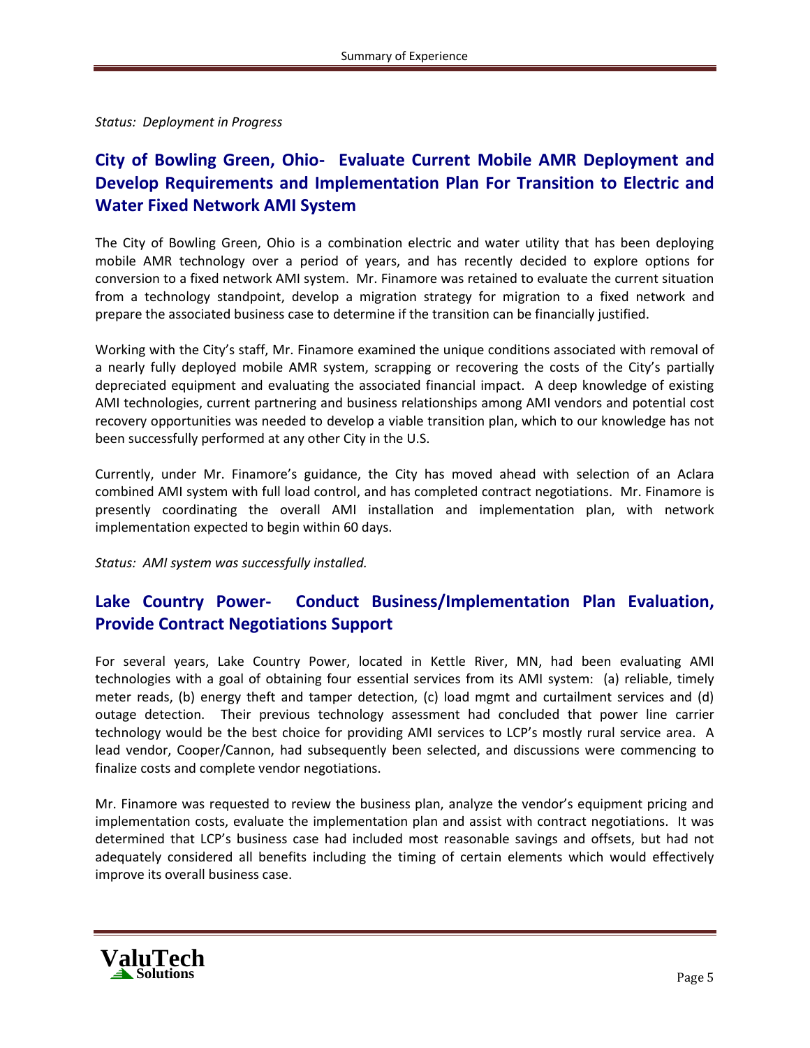*Status: Deployment in Progress*

## City of Bowling Green, Ohio- Evaluate Current Mobile AMR Deployment and Develop Requirements and Implementation Plan For Transition to Electric and Water Fixed Network AMI System

The City of Bowling Green, Ohio is a combination electric and water utility that has been deploying mobile AMR technology over a period of years, and has recently decided to explore options for conversion to a fixed network AMI system. Mr. Finamore was retained to evaluate the current situation from a technology standpoint, develop a migration strategy for migration to a fixed network and prepare the associated business case to determine if the transition can be financially justified.

Working with the City's staff, Mr. Finamore examined the unique conditions associated with removal of a nearly fully deployed mobile AMR system, scrapping or recovering the costs of the City's partially depreciated equipment and evaluating the associated financial impact. A deep knowledge of existing AMI technologies, current partnering and business relationships among AMI vendors and potential cost recovery opportunities was needed to develop a viable transition plan, which to our knowledge has not been successfully performed at any other City in the U.S.

Currently, under Mr. Finamore's guidance, the City has moved ahead with selection of an Aclara combined AMI system with full load control, and has completed contract negotiations. Mr. Finamore is presently coordinating the overall AMI installation and implementation plan, with network implementation expected to begin within 60 days.

*Status: AMI system was successfully installed.*

## Lake Country Power- Conduct Business/Implementation Plan Evaluation, Provide Contract Negotiations Support

For several years, Lake Country Power, located in Kettle River, MN, had been evaluating AMI technologies with a goal of obtaining four essential services from its AMI system: (a) reliable, timely meter reads, (b) energy theft and tamper detection, (c) load mgmt and curtailment services and (d) outage detection. Their previous technology assessment had concluded that power line carrier technology would be the best choice for providing AMI services to LCP's mostly rural service area. A lead vendor, Cooper/Cannon, had subsequently been selected, and discussions were commencing to finalize costs and complete vendor negotiations.

Mr. Finamore was requested to review the business plan, analyze the vendor's equipment pricing and implementation costs, evaluate the implementation plan and assist with contract negotiations. It was determined that LCP's business case had included most reasonable savings and offsets, but had not adequately considered all benefits including the timing of certain elements which would effectively improve its overall business case.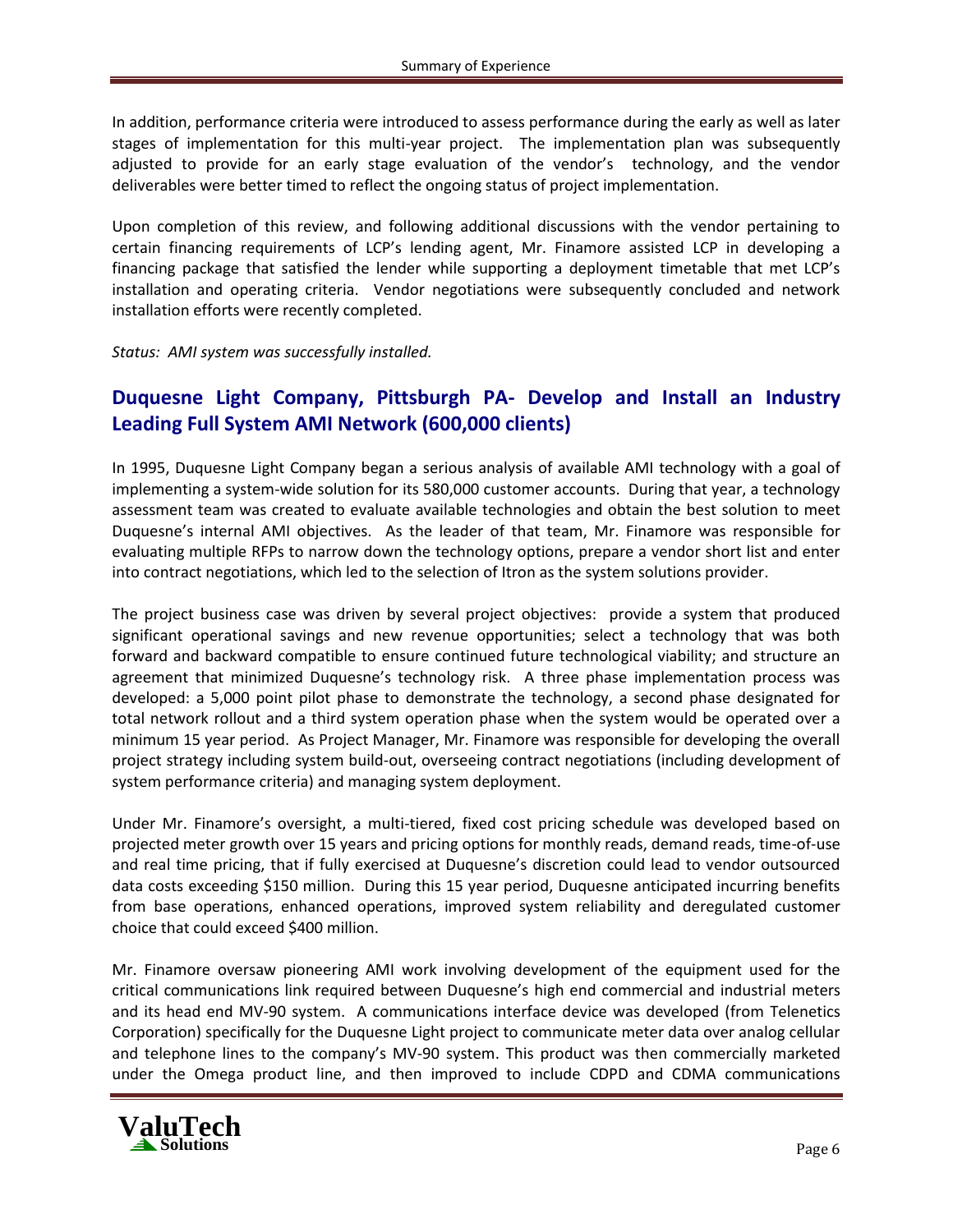In addition, performance criteria were introduced to assess performance during the early as well as later stages of implementation for this multi-year project. The implementation plan was subsequently adjusted to provide for an early stage evaluation of the vendor's technology, and the vendor deliverables were better timed to reflect the ongoing status of project implementation.

Upon completion of this review, and following additional discussions with the vendor pertaining to certain financing requirements of LCP's lending agent, Mr. Finamore assisted LCP in developing a financing package that satisfied the lender while supporting a deployment timetable that met LCP's installation and operating criteria. Vendor negotiations were subsequently concluded and network installation efforts were recently completed.

*Status: AMI system was successfully installed.*

## Duquesne Light Company, Pittsburgh PA- Develop and Install an Industry Leading Full System AMI Network (600,000 clients)

In 1995, Duquesne Light Company began a serious analysis of available AMI technology with a goal of implementing a system-wide solution for its 580,000 customer accounts. During that year, a technology assessment team was created to evaluate available technologies and obtain the best solution to meet Duquesne's internal AMI objectives. As the leader of that team, Mr. Finamore was responsible for evaluating multiple RFPs to narrow down the technology options, prepare a vendor short list and enter into contract negotiations, which led to the selection of Itron as the system solutions provider.

The project business case was driven by several project objectives: provide a system that produced significant operational savings and new revenue opportunities; select a technology that was both forward and backward compatible to ensure continued future technological viability; and structure an agreement that minimized Duquesne's technology risk. A three phase implementation process was developed: a 5,000 point pilot phase to demonstrate the technology, a second phase designated for total network rollout and a third system operation phase when the system would be operated over a minimum 15 year period. As Project Manager, Mr. Finamore was responsible for developing the overall project strategy including system build-out, overseeing contract negotiations (including development of system performance criteria) and managing system deployment.

Under Mr. Finamore's oversight, a multi-tiered, fixed cost pricing schedule was developed based on projected meter growth over 15 years and pricing options for monthly reads, demand reads, time-of-use and real time pricing, that if fully exercised at Duquesne's discretion could lead to vendor outsourced data costs exceeding $150 million. During this 15 year period, Duquesne anticipated incurring benefits from base operations, enhanced operations, improved system reliability and deregulated customer choice that could exceed $400 million.

Mr. Finamore oversaw pioneering AMI work involving development of the equipment used for the critical communications link required between Duquesne's high end commercial and industrial meters and its head end MV-90 system. A communications interface device was developed (from Telenetics Corporation) specifically for the Duquesne Light project to communicate meter data over analog cellular and telephone lines to the company's MV-90 system. This product was then commercially marketed under the Omega product line, and then improved to include CDPD and CDMA communications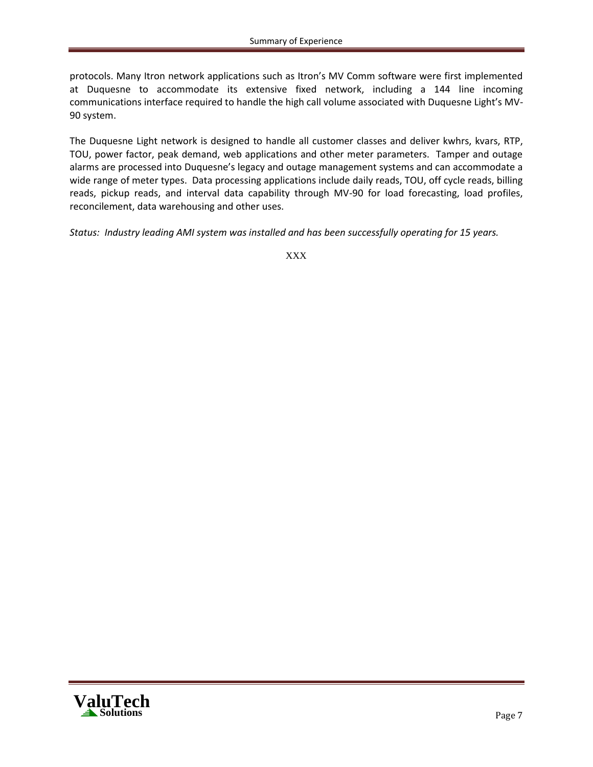protocols. Many Itron network applications such as Itron's MV Comm software were first implemented at Duquesne to accommodate its extensive fixed network, including a 144 line incoming communications interface required to handle the high call volume associated with Duquesne Light's MV-90 system.

The Duquesne Light network is designed to handle all customer classes and deliver kwhrs, kvars, RTP, TOU, power factor, peak demand, web applications and other meter parameters. Tamper and outage alarms are processed into Duquesne's legacy and outage management systems and can accommodate a wide range of meter types. Data processing applications include daily reads, TOU, off cycle reads, billing reads, pickup reads, and interval data capability through MV-90 for load forecasting, load profiles, reconcilement, data warehousing and other uses.

*Status: Industry leading AMI system was installed and has been successfully operating for 15 years.*

XXX